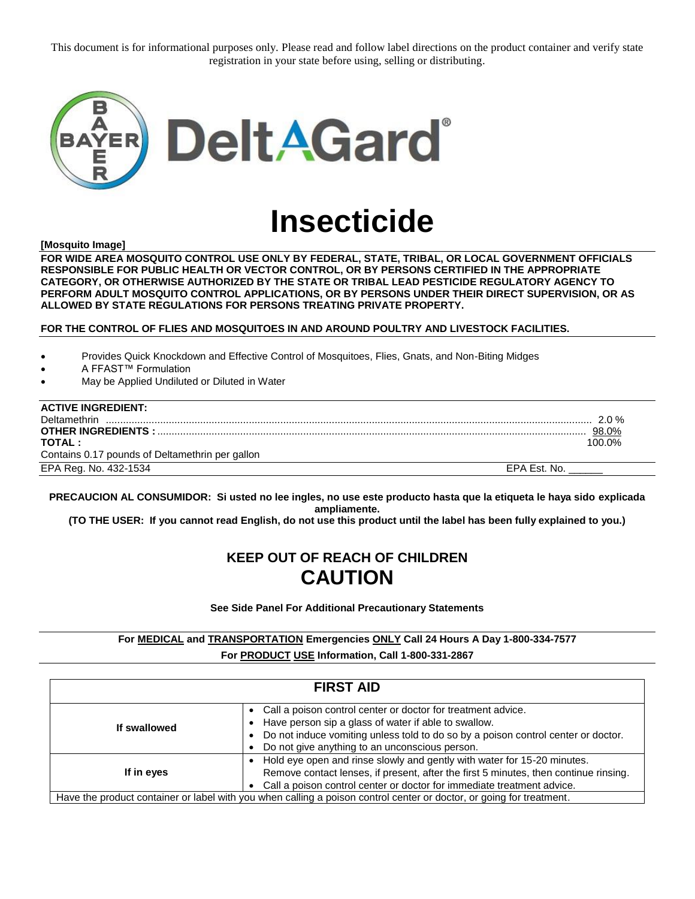This document is for informational purposes only. Please read and follow label directions on the product container and verify state registration in your state before using, selling or distributing.

# DeltAGard®

# Insecticide

**[Mosquito Image]**

**FOR WIDE AREA MOSQUITO CONTROL USE ONLY BY FEDERAL, STATE, TRIBAL, OR LOCAL GOVERNMENT OFFICIALS RESPONSIBLE FOR PUBLIC HEALTH OR VECTOR CONTROL, OR BY PERSONS CERTIFIED IN THE APPROPRIATE CATEGORY, OR OTHERWISE AUTHORIZED BY THE STATE OR TRIBAL LEAD PESTICIDE REGULATORY AGENCY TO PERFORM ADULT MOSQUITO CONTROL APPLICATIONS, OR BY PERSONS UNDER THEIR DIRECT SUPERVISION, OR AS ALLOWED BY STATE REGULATIONS FOR PERSONS TREATING PRIVATE PROPERTY.**

**FOR THE CONTROL OF FLIES AND MOSQUITOES IN AND AROUND POULTRY AND LIVESTOCK FACILITIES.**

- Provides Quick Knockdown and Effective Control of Mosquitoes, Flies, Gnats, and Non-Biting Midges
- A FFAST™ Formulation
- May be Applied Undiluted or Diluted in Water

**ACTIVE INGREDIENT:**

| | |
|---|---|
| Deltamethrin | 2.0 % |
| **OTHER INGREDIENTS :** | 98.0% |
| **TOTAL :** | 100.0% |

Contains 0.17 pounds of Deltamethrin per gallon

EPA Reg. No. 432-1534 EPA Est. No. ______

**PRECAUCION AL CONSUMIDOR: Si usted no lee ingles, no use este producto hasta que la etiqueta le haya sido explicada ampliamente.**
**(TO THE USER: If you cannot read English, do not use this product until the label has been fully explained to you.)**

## KEEP OUT OF REACH OF CHILDREN
## CAUTION

**See Side Panel For Additional Precautionary Statements**

**For MEDICAL and TRANSPORTATION Emergencies ONLY Call 24 Hours A Day 1-800-334-7577**
**For PRODUCT USE Information, Call 1-800-331-2867**

| FIRST AID | |
|---|---|
| **If swallowed** | • Call a poison control center or doctor for treatment advice.<br>• Have person sip a glass of water if able to swallow.<br>• Do not induce vomiting unless told to do so by a poison control center or doctor.<br>• Do not give anything to an unconscious person. |
| **If in eyes** | • Hold eye open and rinse slowly and gently with water for 15-20 minutes. Remove contact lenses, if present, after the first 5 minutes, then continue rinsing.<br>• Call a poison control center or doctor for immediate treatment advice. |
| Have the product container or label with you when calling a poison control center or doctor, or going for treatment. | |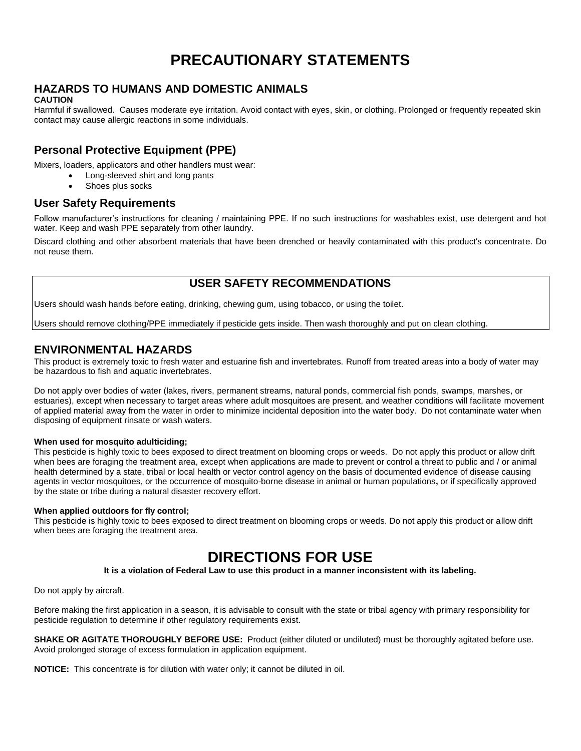# PRECAUTIONARY STATEMENTS

## HAZARDS TO HUMANS AND DOMESTIC ANIMALS

**CAUTION**

Harmful if swallowed. Causes moderate eye irritation. Avoid contact with eyes, skin, or clothing. Prolonged or frequently repeated skin contact may cause allergic reactions in some individuals.

### Personal Protective Equipment (PPE)

Mixers, loaders, applicators and other handlers must wear:

- Long-sleeved shirt and long pants
- Shoes plus socks

### User Safety Requirements

Follow manufacturer's instructions for cleaning / maintaining PPE. If no such instructions for washables exist, use detergent and hot water. Keep and wash PPE separately from other laundry.

Discard clothing and other absorbent materials that have been drenched or heavily contaminated with this product's concentrate. Do not reuse them.

### USER SAFETY RECOMMENDATIONS

Users should wash hands before eating, drinking, chewing gum, using tobacco, or using the toilet.

Users should remove clothing/PPE immediately if pesticide gets inside. Then wash thoroughly and put on clean clothing.

## ENVIRONMENTAL HAZARDS

This product is extremely toxic to fresh water and estuarine fish and invertebrates. Runoff from treated areas into a body of water may be hazardous to fish and aquatic invertebrates.

Do not apply over bodies of water (lakes, rivers, permanent streams, natural ponds, commercial fish ponds, swamps, marshes, or estuaries), except when necessary to target areas where adult mosquitoes are present, and weather conditions will facilitate movement of applied material away from the water in order to minimize incidental deposition into the water body. Do not contaminate water when disposing of equipment rinsate or wash waters.

**When used for mosquito adulticiding;**

This pesticide is highly toxic to bees exposed to direct treatment on blooming crops or weeds. Do not apply this product or allow drift when bees are foraging the treatment area, except when applications are made to prevent or control a threat to public and / or animal health determined by a state, tribal or local health or vector control agency on the basis of documented evidence of disease causing agents in vector mosquitoes, or the occurrence of mosquito-borne disease in animal or human populations**,** or if specifically approved by the state or tribe during a natural disaster recovery effort.

**When applied outdoors for fly control;**

This pesticide is highly toxic to bees exposed to direct treatment on blooming crops or weeds. Do not apply this product or allow drift when bees are foraging the treatment area.

# DIRECTIONS FOR USE

**It is a violation of Federal Law to use this product in a manner inconsistent with its labeling.**

Do not apply by aircraft.

Before making the first application in a season, it is advisable to consult with the state or tribal agency with primary responsibility for pesticide regulation to determine if other regulatory requirements exist.

**SHAKE OR AGITATE THOROUGHLY BEFORE USE:** Product (either diluted or undiluted) must be thoroughly agitated before use. Avoid prolonged storage of excess formulation in application equipment.

**NOTICE:** This concentrate is for dilution with water only; it cannot be diluted in oil.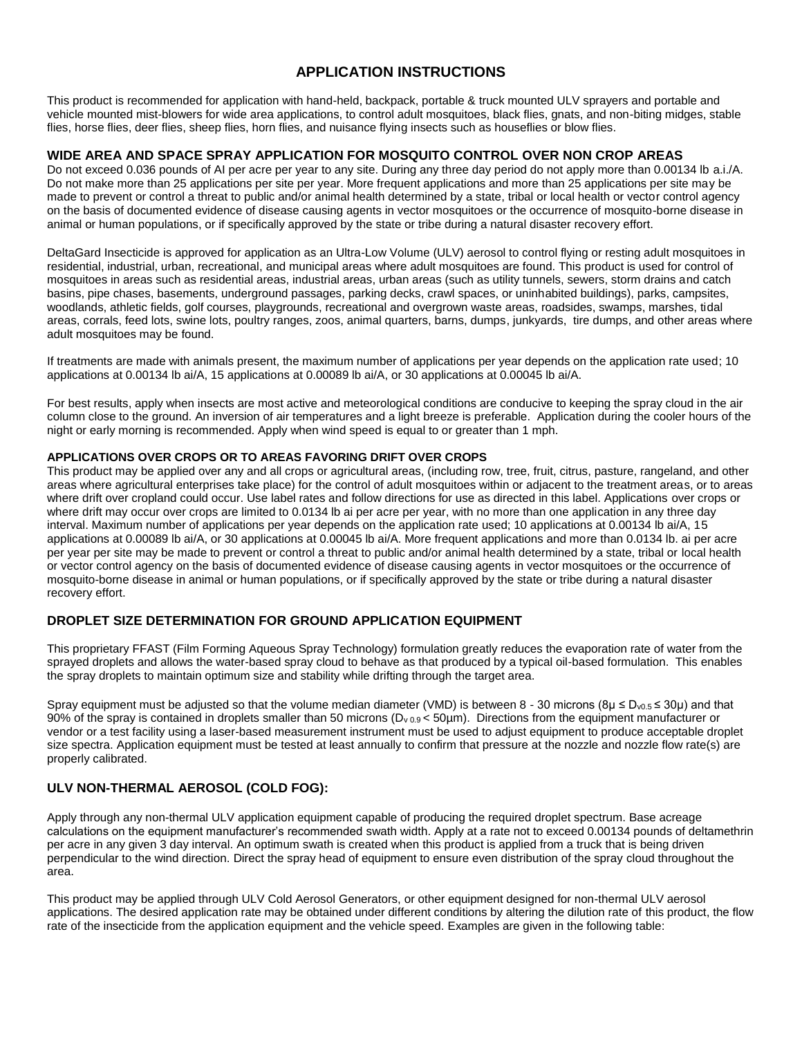# APPLICATION INSTRUCTIONS

This product is recommended for application with hand-held, backpack, portable & truck mounted ULV sprayers and portable and vehicle mounted mist-blowers for wide area applications, to control adult mosquitoes, black flies, gnats, and non-biting midges, stable flies, horse flies, deer flies, sheep flies, horn flies, and nuisance flying insects such as houseflies or blow flies.

## WIDE AREA AND SPACE SPRAY APPLICATION FOR MOSQUITO CONTROL OVER NON CROP AREAS

Do not exceed 0.036 pounds of AI per acre per year to any site. During any three day period do not apply more than 0.00134 lb a.i./A. Do not make more than 25 applications per site per year. More frequent applications and more than 25 applications per site may be made to prevent or control a threat to public and/or animal health determined by a state, tribal or local health or vector control agency on the basis of documented evidence of disease causing agents in vector mosquitoes or the occurrence of mosquito-borne disease in animal or human populations, or if specifically approved by the state or tribe during a natural disaster recovery effort.

DeltaGard Insecticide is approved for application as an Ultra-Low Volume (ULV) aerosol to control flying or resting adult mosquitoes in residential, industrial, urban, recreational, and municipal areas where adult mosquitoes are found. This product is used for control of mosquitoes in areas such as residential areas, industrial areas, urban areas (such as utility tunnels, sewers, storm drains and catch basins, pipe chases, basements, underground passages, parking decks, crawl spaces, or uninhabited buildings), parks, campsites, woodlands, athletic fields, golf courses, playgrounds, recreational and overgrown waste areas, roadsides, swamps, marshes, tidal areas, corrals, feed lots, swine lots, poultry ranges, zoos, animal quarters, barns, dumps, junkyards, tire dumps, and other areas where adult mosquitoes may be found.

If treatments are made with animals present, the maximum number of applications per year depends on the application rate used; 10 applications at 0.00134 lb ai/A, 15 applications at 0.00089 lb ai/A, or 30 applications at 0.00045 lb ai/A.

For best results, apply when insects are most active and meteorological conditions are conducive to keeping the spray cloud in the air column close to the ground. An inversion of air temperatures and a light breeze is preferable. Application during the cooler hours of the night or early morning is recommended. Apply when wind speed is equal to or greater than 1 mph.

### APPLICATIONS OVER CROPS OR TO AREAS FAVORING DRIFT OVER CROPS

This product may be applied over any and all crops or agricultural areas, (including row, tree, fruit, citrus, pasture, rangeland, and other areas where agricultural enterprises take place) for the control of adult mosquitoes within or adjacent to the treatment areas, or to areas where drift over cropland could occur. Use label rates and follow directions for use as directed in this label. Applications over crops or where drift may occur over crops are limited to 0.0134 lb ai per acre per year, with no more than one application in any three day interval. Maximum number of applications per year depends on the application rate used; 10 applications at 0.00134 lb ai/A, 15 applications at 0.00089 lb ai/A, or 30 applications at 0.00045 lb ai/A. More frequent applications and more than 0.0134 lb. ai per acre per year per site may be made to prevent or control a threat to public and/or animal health determined by a state, tribal or local health or vector control agency on the basis of documented evidence of disease causing agents in vector mosquitoes or the occurrence of mosquito-borne disease in animal or human populations, or if specifically approved by the state or tribe during a natural disaster recovery effort.

## DROPLET SIZE DETERMINATION FOR GROUND APPLICATION EQUIPMENT

This proprietary FFAST (Film Forming Aqueous Spray Technology) formulation greatly reduces the evaporation rate of water from the sprayed droplets and allows the water-based spray cloud to behave as that produced by a typical oil-based formulation. This enables the spray droplets to maintain optimum size and stability while drifting through the target area.

Spray equipment must be adjusted so that the volume median diameter (VMD) is between 8 - 30 microns ($8\mu \leq D_{v0.5} \leq 30\mu$) and that 90% of the spray is contained in droplets smaller than 50 microns ($D_{v\,0.9} < 50\mu m$). Directions from the equipment manufacturer or vendor or a test facility using a laser-based measurement instrument must be used to adjust equipment to produce acceptable droplet size spectra. Application equipment must be tested at least annually to confirm that pressure at the nozzle and nozzle flow rate(s) are properly calibrated.

## ULV NON-THERMAL AEROSOL (COLD FOG):

Apply through any non-thermal ULV application equipment capable of producing the required droplet spectrum. Base acreage calculations on the equipment manufacturer's recommended swath width. Apply at a rate not to exceed 0.00134 pounds of deltamethrin per acre in any given 3 day interval. An optimum swath is created when this product is applied from a truck that is being driven perpendicular to the wind direction. Direct the spray head of equipment to ensure even distribution of the spray cloud throughout the area.

This product may be applied through ULV Cold Aerosol Generators, or other equipment designed for non-thermal ULV aerosol applications. The desired application rate may be obtained under different conditions by altering the dilution rate of this product, the flow rate of the insecticide from the application equipment and the vehicle speed. Examples are given in the following table: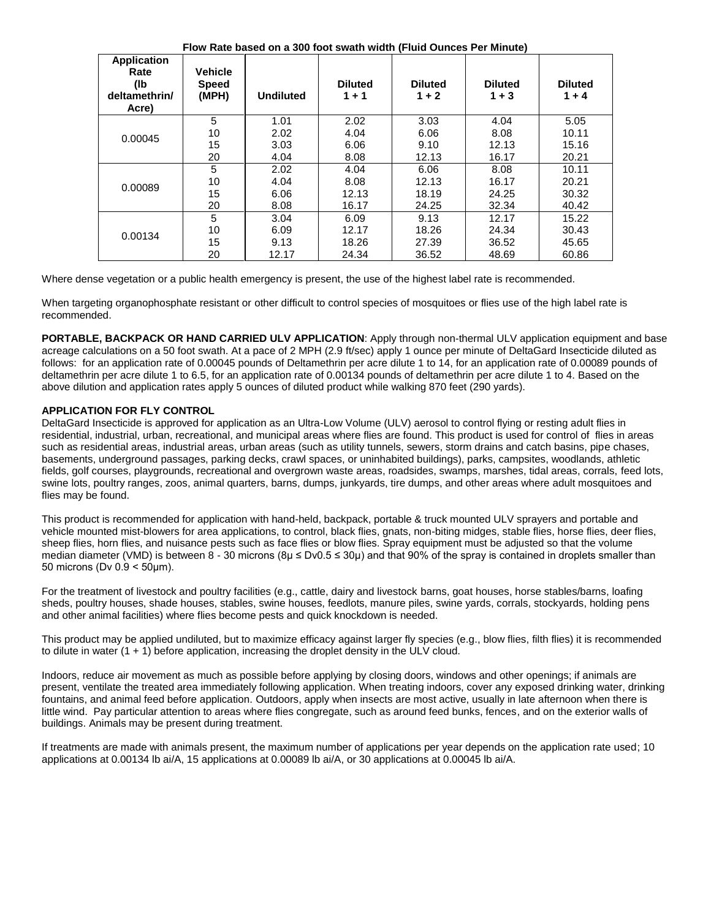**Flow Rate based on a 300 foot swath width (Fluid Ounces Per Minute)**

| Application Rate (lb deltamethrin/ Acre) | Vehicle Speed (MPH) | Undiluted | Diluted 1 + 1 | Diluted 1 + 2 | Diluted 1 + 3 | Diluted 1 + 4 |
|---|---|---|---|---|---|---|
| 0.00045 | 5 | 1.01 | 2.02 | 3.03 | 4.04 | 5.05 |
| | 10 | 2.02 | 4.04 | 6.06 | 8.08 | 10.11 |
| | 15 | 3.03 | 6.06 | 9.10 | 12.13 | 15.16 |
| | 20 | 4.04 | 8.08 | 12.13 | 16.17 | 20.21 |
| 0.00089 | 5 | 2.02 | 4.04 | 6.06 | 8.08 | 10.11 |
| | 10 | 4.04 | 8.08 | 12.13 | 16.17 | 20.21 |
| | 15 | 6.06 | 12.13 | 18.19 | 24.25 | 30.32 |
| | 20 | 8.08 | 16.17 | 24.25 | 32.34 | 40.42 |
| 0.00134 | 5 | 3.04 | 6.09 | 9.13 | 12.17 | 15.22 |
| | 10 | 6.09 | 12.17 | 18.26 | 24.34 | 30.43 |
| | 15 | 9.13 | 18.26 | 27.39 | 36.52 | 45.65 |
| | 20 | 12.17 | 24.34 | 36.52 | 48.69 | 60.86 |

Where dense vegetation or a public health emergency is present, the use of the highest label rate is recommended.

When targeting organophosphate resistant or other difficult to control species of mosquitoes or flies use of the high label rate is recommended.

**PORTABLE, BACKPACK OR HAND CARRIED ULV APPLICATION**: Apply through non-thermal ULV application equipment and base acreage calculations on a 50 foot swath. At a pace of 2 MPH (2.9 ft/sec) apply 1 ounce per minute of DeltaGard Insecticide diluted as follows: for an application rate of 0.00045 pounds of Deltamethrin per acre dilute 1 to 14, for an application rate of 0.00089 pounds of deltamethrin per acre dilute 1 to 6.5, for an application rate of 0.00134 pounds of deltamethrin per acre dilute 1 to 4. Based on the above dilution and application rates apply 5 ounces of diluted product while walking 870 feet (290 yards).

**APPLICATION FOR FLY CONTROL**

DeltaGard Insecticide is approved for application as an Ultra-Low Volume (ULV) aerosol to control flying or resting adult flies in residential, industrial, urban, recreational, and municipal areas where flies are found. This product is used for control of flies in areas such as residential areas, industrial areas, urban areas (such as utility tunnels, sewers, storm drains and catch basins, pipe chases, basements, underground passages, parking decks, crawl spaces, or uninhabited buildings), parks, campsites, woodlands, athletic fields, golf courses, playgrounds, recreational and overgrown waste areas, roadsides, swamps, marshes, tidal areas, corrals, feed lots, swine lots, poultry ranges, zoos, animal quarters, barns, dumps, junkyards, tire dumps, and other areas where adult mosquitoes and flies may be found.

This product is recommended for application with hand-held, backpack, portable & truck mounted ULV sprayers and portable and vehicle mounted mist-blowers for area applications, to control, black flies, gnats, non-biting midges, stable flies, horse flies, deer flies, sheep flies, horn flies, and nuisance pests such as face flies or blow flies. Spray equipment must be adjusted so that the volume median diameter (VMD) is between 8 - 30 microns ($8\mu \leq Dv0.5 \leq 30\mu$) and that 90% of the spray is contained in droplets smaller than 50 microns ($Dv\ 0.9 < 50\mu m$).

For the treatment of livestock and poultry facilities (e.g., cattle, dairy and livestock barns, goat houses, horse stables/barns, loafing sheds, poultry houses, shade houses, stables, swine houses, feedlots, manure piles, swine yards, corrals, stockyards, holding pens and other animal facilities) where flies become pests and quick knockdown is needed.

This product may be applied undiluted, but to maximize efficacy against larger fly species (e.g., blow flies, filth flies) it is recommended to dilute in water (1 + 1) before application, increasing the droplet density in the ULV cloud.

Indoors, reduce air movement as much as possible before applying by closing doors, windows and other openings; if animals are present, ventilate the treated area immediately following application. When treating indoors, cover any exposed drinking water, drinking fountains, and animal feed before application. Outdoors, apply when insects are most active, usually in late afternoon when there is little wind. Pay particular attention to areas where flies congregate, such as around feed bunks, fences, and on the exterior walls of buildings. Animals may be present during treatment.

If treatments are made with animals present, the maximum number of applications per year depends on the application rate used; 10 applications at 0.00134 lb ai/A, 15 applications at 0.00089 lb ai/A, or 30 applications at 0.00045 lb ai/A.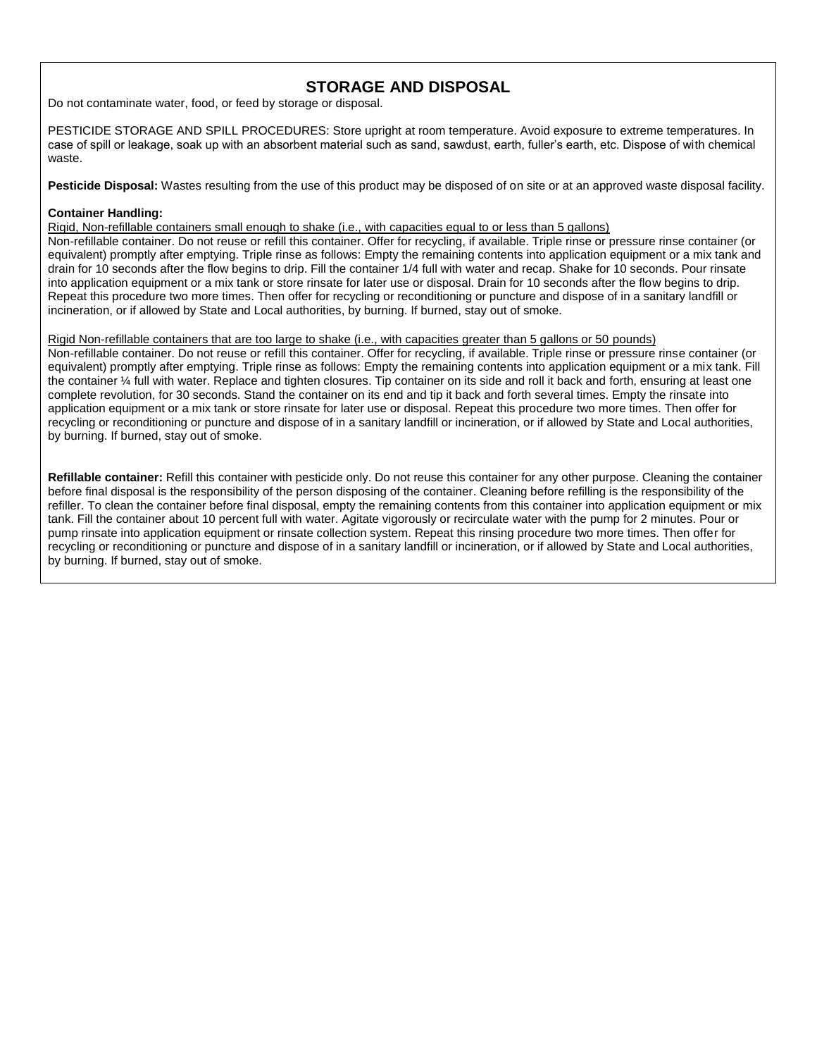## STORAGE AND DISPOSAL

Do not contaminate water, food, or feed by storage or disposal.

PESTICIDE STORAGE AND SPILL PROCEDURES: Store upright at room temperature. Avoid exposure to extreme temperatures. In case of spill or leakage, soak up with an absorbent material such as sand, sawdust, earth, fuller's earth, etc. Dispose of with chemical waste.

**Pesticide Disposal:** Wastes resulting from the use of this product may be disposed of on site or at an approved waste disposal facility.

**Container Handling:**

Rigid, Non-refillable containers small enough to shake (i.e., with capacities equal to or less than 5 gallons)

Non-refillable container. Do not reuse or refill this container. Offer for recycling, if available. Triple rinse or pressure rinse container (or equivalent) promptly after emptying. Triple rinse as follows: Empty the remaining contents into application equipment or a mix tank and drain for 10 seconds after the flow begins to drip. Fill the container 1/4 full with water and recap. Shake for 10 seconds. Pour rinsate into application equipment or a mix tank or store rinsate for later use or disposal. Drain for 10 seconds after the flow begins to drip. Repeat this procedure two more times. Then offer for recycling or reconditioning or puncture and dispose of in a sanitary landfill or incineration, or if allowed by State and Local authorities, by burning. If burned, stay out of smoke.

Rigid Non-refillable containers that are too large to shake (i.e., with capacities greater than 5 gallons or 50 pounds)

Non-refillable container. Do not reuse or refill this container. Offer for recycling, if available. Triple rinse or pressure rinse container (or equivalent) promptly after emptying. Triple rinse as follows: Empty the remaining contents into application equipment or a mix tank. Fill the container ¼ full with water. Replace and tighten closures. Tip container on its side and roll it back and forth, ensuring at least one complete revolution, for 30 seconds. Stand the container on its end and tip it back and forth several times. Empty the rinsate into application equipment or a mix tank or store rinsate for later use or disposal. Repeat this procedure two more times. Then offer for recycling or reconditioning or puncture and dispose of in a sanitary landfill or incineration, or if allowed by State and Local authorities, by burning. If burned, stay out of smoke.

**Refillable container:** Refill this container with pesticide only. Do not reuse this container for any other purpose. Cleaning the container before final disposal is the responsibility of the person disposing of the container. Cleaning before refilling is the responsibility of the refiller. To clean the container before final disposal, empty the remaining contents from this container into application equipment or mix tank. Fill the container about 10 percent full with water. Agitate vigorously or recirculate water with the pump for 2 minutes. Pour or pump rinsate into application equipment or rinsate collection system. Repeat this rinsing procedure two more times. Then offer for recycling or reconditioning or puncture and dispose of in a sanitary landfill or incineration, or if allowed by State and Local authorities, by burning. If burned, stay out of smoke.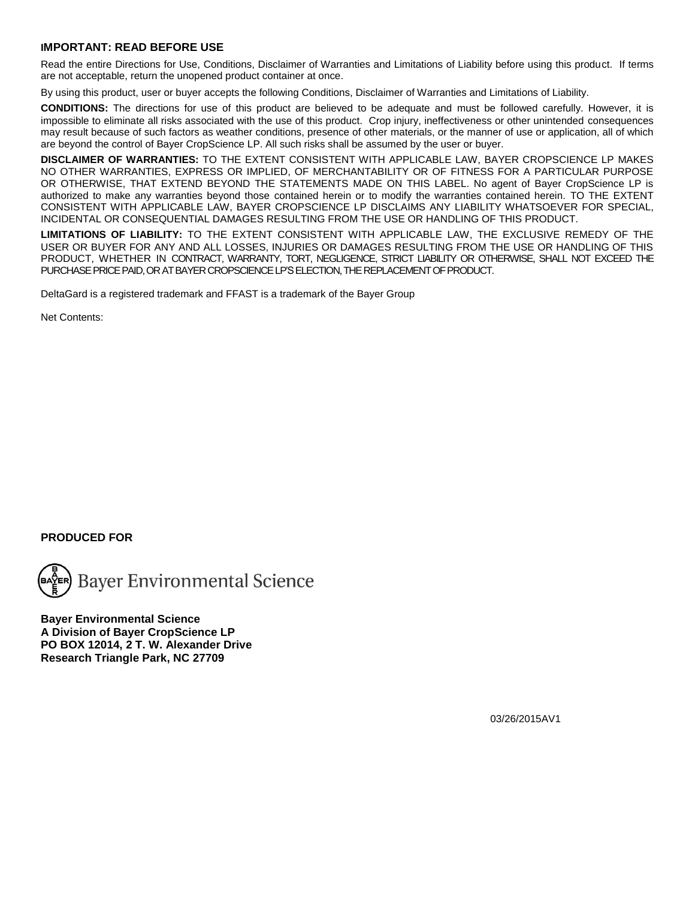**IMPORTANT: READ BEFORE USE**

Read the entire Directions for Use, Conditions, Disclaimer of Warranties and Limitations of Liability before using this product. If terms are not acceptable, return the unopened product container at once.

By using this product, user or buyer accepts the following Conditions, Disclaimer of Warranties and Limitations of Liability.

**CONDITIONS:** The directions for use of this product are believed to be adequate and must be followed carefully. However, it is impossible to eliminate all risks associated with the use of this product. Crop injury, ineffectiveness or other unintended consequences may result because of such factors as weather conditions, presence of other materials, or the manner of use or application, all of which are beyond the control of Bayer CropScience LP. All such risks shall be assumed by the user or buyer.

**DISCLAIMER OF WARRANTIES:** TO THE EXTENT CONSISTENT WITH APPLICABLE LAW, BAYER CROPSCIENCE LP MAKES NO OTHER WARRANTIES, EXPRESS OR IMPLIED, OF MERCHANTABILITY OR OF FITNESS FOR A PARTICULAR PURPOSE OR OTHERWISE, THAT EXTEND BEYOND THE STATEMENTS MADE ON THIS LABEL. No agent of Bayer CropScience LP is authorized to make any warranties beyond those contained herein or to modify the warranties contained herein. TO THE EXTENT CONSISTENT WITH APPLICABLE LAW, BAYER CROPSCIENCE LP DISCLAIMS ANY LIABILITY WHATSOEVER FOR SPECIAL, INCIDENTAL OR CONSEQUENTIAL DAMAGES RESULTING FROM THE USE OR HANDLING OF THIS PRODUCT.

**LIMITATIONS OF LIABILITY:** TO THE EXTENT CONSISTENT WITH APPLICABLE LAW, THE EXCLUSIVE REMEDY OF THE USER OR BUYER FOR ANY AND ALL LOSSES, INJURIES OR DAMAGES RESULTING FROM THE USE OR HANDLING OF THIS PRODUCT, WHETHER IN CONTRACT, WARRANTY, TORT, NEGLIGENCE, STRICT LIABILITY OR OTHERWISE, SHALL NOT EXCEED THE PURCHASE PRICE PAID, OR AT BAYER CROPSCIENCE LP'S ELECTION, THE REPLACEMENT OF PRODUCT.

DeltaGard is a registered trademark and FFAST is a trademark of the Bayer Group

Net Contents:

**PRODUCED FOR**

Bayer Environmental Science

**Bayer Environmental Science**
**A Division of Bayer CropScience LP**
**PO BOX 12014, 2 T. W. Alexander Drive**
**Research Triangle Park, NC 27709**

03/26/2015AV1